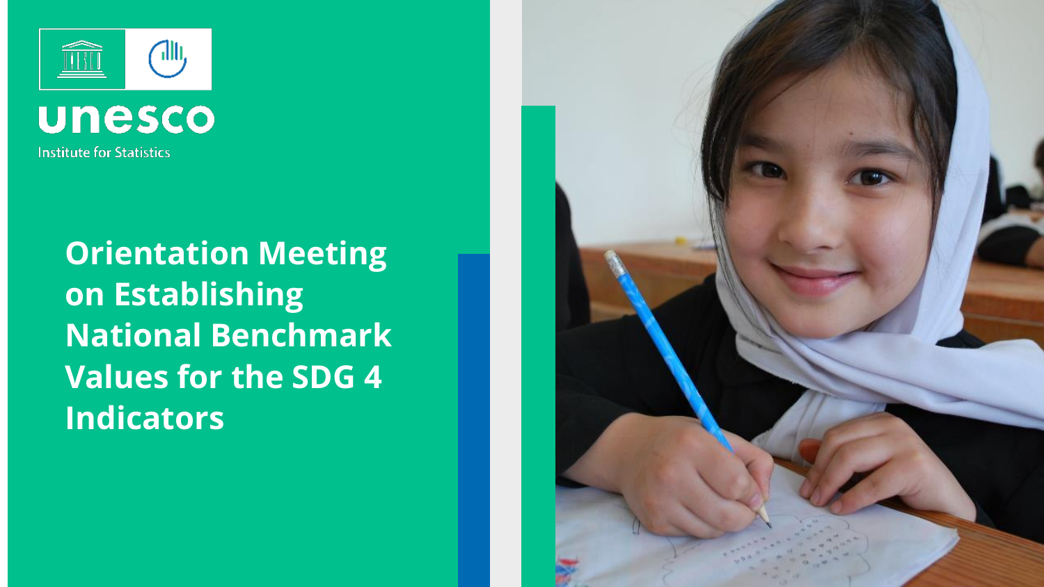unesco

Institute for Statistics

# Orientation Meeting on Establishing National Benchmark Values for the SDG 4 Indicators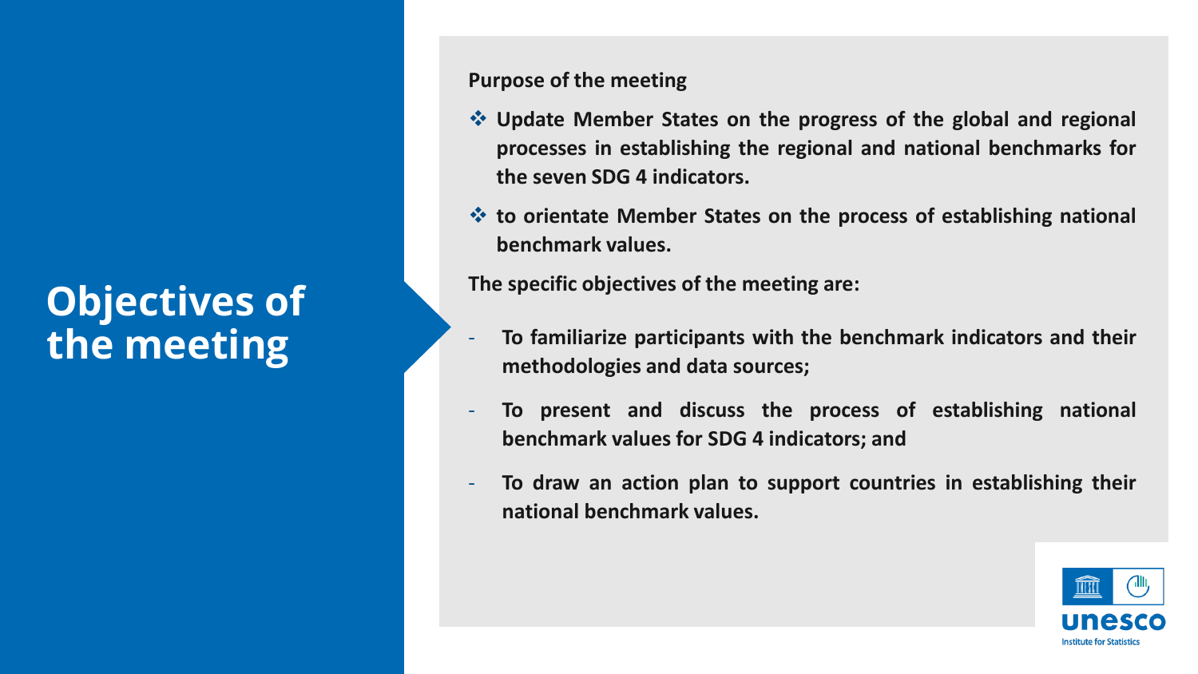# Objectives of the meeting

**Purpose of the meeting**

- **Update Member States on the progress of the global and regional processes in establishing the regional and national benchmarks for the seven SDG 4 indicators.**
- **to orientate Member States on the process of establishing national benchmark values.**

**The specific objectives of the meeting are:**

- **To familiarize participants with the benchmark indicators and their methodologies and data sources;**
- **To present and discuss the process of establishing national benchmark values for SDG 4 indicators; and**
- **To draw an action plan to support countries in establishing their national benchmark values.**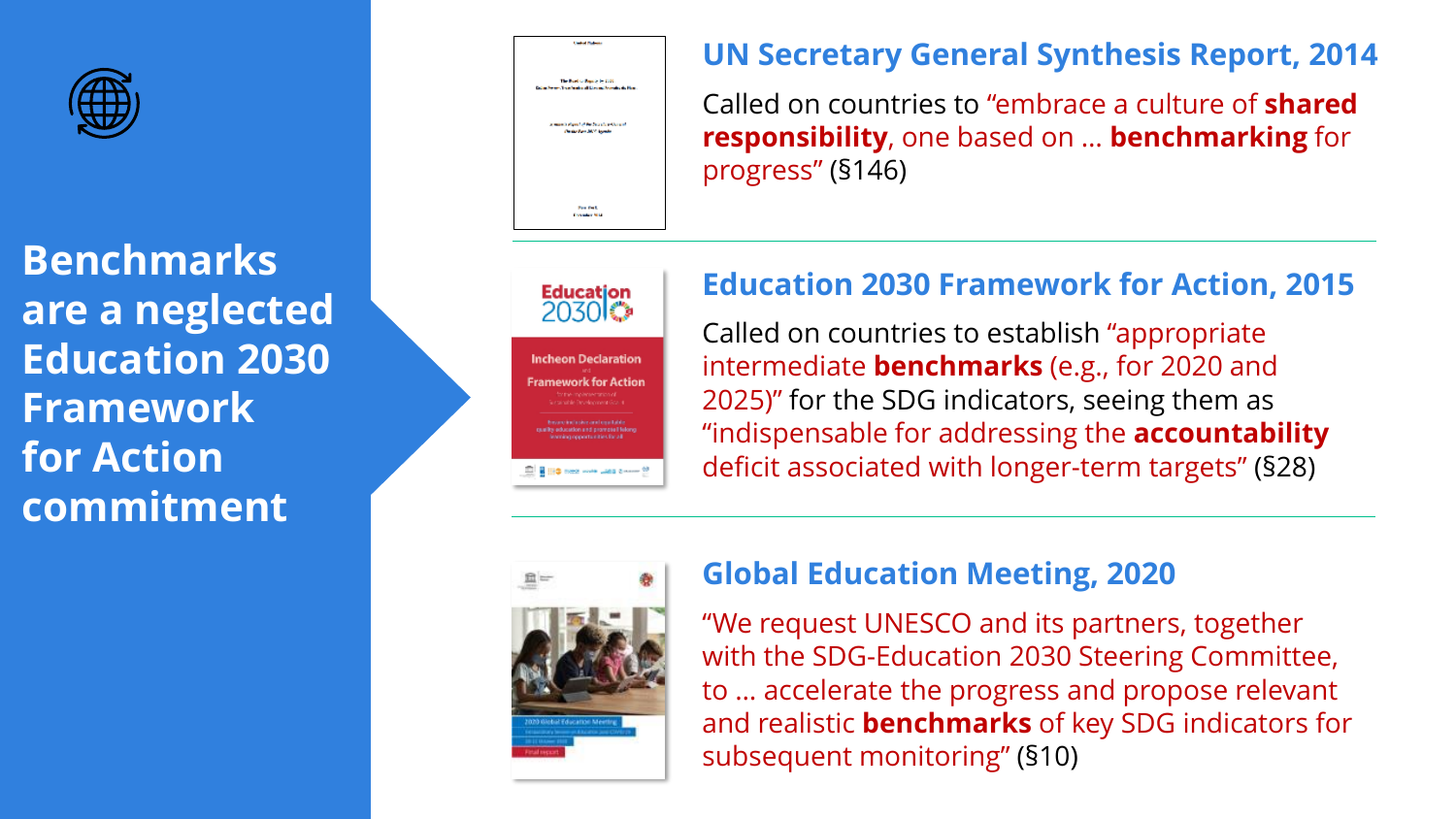# Benchmarks are a neglected Education 2030 Framework for Action commitment

## UN Secretary General Synthesis Report, 2014

Called on countries to "embrace a culture of **shared responsibility**, one based on … **benchmarking** for progress" (§146)

## Education 2030 Framework for Action, 2015

Called on countries to establish "appropriate intermediate **benchmarks** (e.g., for 2020 and 2025)" for the SDG indicators, seeing them as "indispensable for addressing the **accountability** deficit associated with longer-term targets" (§28)

## Global Education Meeting, 2020

"We request UNESCO and its partners, together with the SDG-Education 2030 Steering Committee, to … accelerate the progress and propose relevant and realistic **benchmarks** of key SDG indicators for subsequent monitoring" (§10)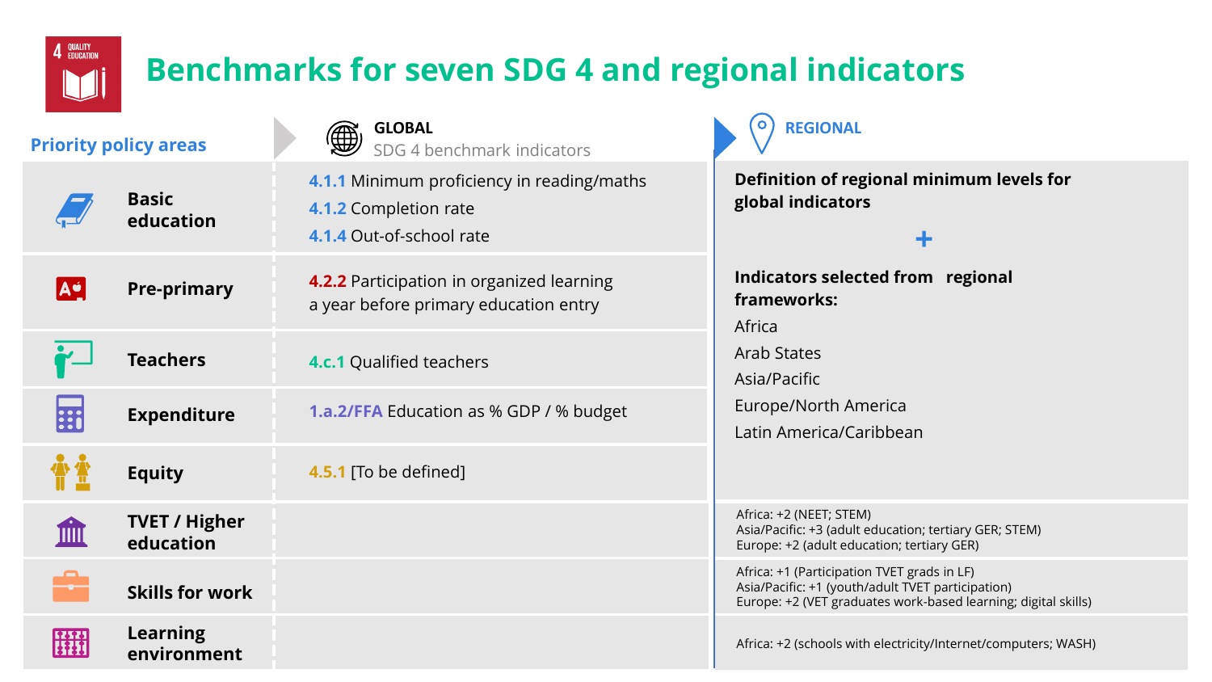# Benchmarks for seven SDG 4 and regional indicators

| Priority policy areas | GLOBAL<br>SDG 4 benchmark indicators | REGIONAL |
|---|---|---|
| Basic education | 4.1.1 Minimum proficiency in reading/maths<br>4.1.2 Completion rate<br>4.1.4 Out-of-school rate | **Definition of regional minimum levels for global indicators**<br>+<br>**Indicators selected from regional frameworks:**<br>Africa<br>Arab States<br>Asia/Pacific<br>Europe/North America<br>Latin America/Caribbean |
| Pre-primary | 4.2.2 Participation in organized learning a year before primary education entry | |
| Teachers | 4.c.1 Qualified teachers | |
| Expenditure | 1.a.2/FFA Education as % GDP / % budget | |
| Equity | 4.5.1 [To be defined] | |
| TVET / Higher education | | Africa: +2 (NEET; STEM)<br>Asia/Pacific: +3 (adult education; tertiary GER; STEM)<br>Europe: +2 (adult education; tertiary GER) |
| Skills for work | | Africa: +1 (Participation TVET grads in LF)<br>Asia/Pacific: +1 (youth/adult TVET participation)<br>Europe: +2 (VET graduates work-based learning; digital skills) |
| Learning environment | | Africa: +2 (schools with electricity/Internet/computers; WASH) |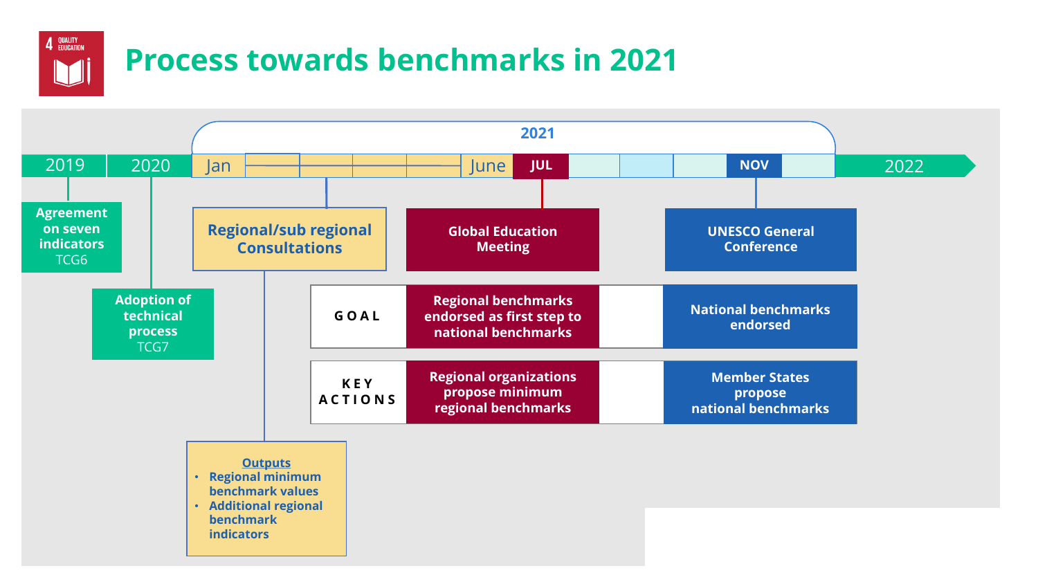# Process towards benchmarks in 2021

**2021**

2019 | 2020 | Jan | June | JUL | NOV | 2022

**Agreement on seven indicators**
TCG6

**Adoption of technical process**
TCG7

**Regional/sub regional Consultations**

**Outputs**
- Regional minimum benchmark values
- Additional regional benchmark indicators

**Global Education Meeting** (JUL)

**UNESCO General Conference** (NOV)

| | Global Education Meeting (JUL) | UNESCO General Conference (NOV) |
|---|---|---|
| **GOAL** | Regional benchmarks endorsed as first step to national benchmarks | National benchmarks endorsed |
| **KEY ACTIONS** | Regional organizations propose minimum regional benchmarks | Member States propose national benchmarks |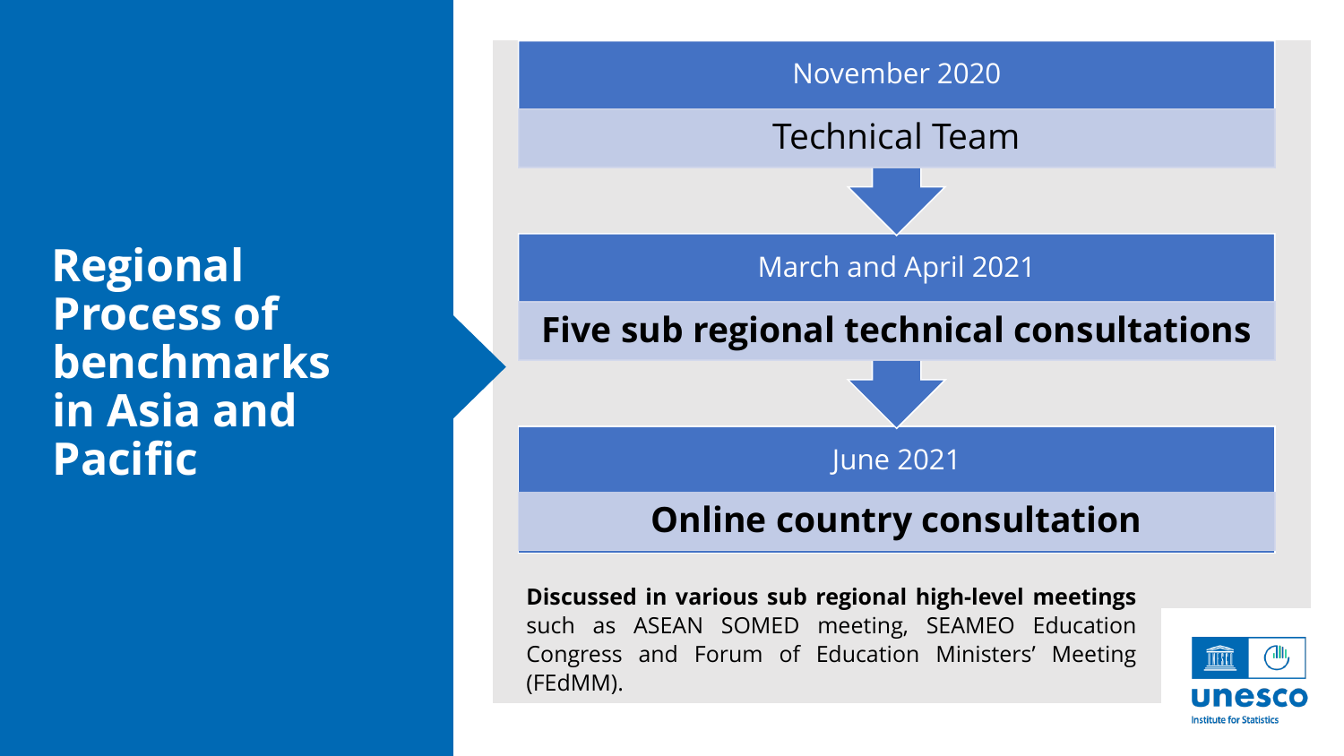# Regional Process of benchmarks in Asia and Pacific

**November 2020**

Technical Team

↓

**March and April 2021**

**Five sub regional technical consultations**

↓

**June 2021**

**Online country consultation**

**Discussed in various sub regional high-level meetings** such as ASEAN SOMED meeting, SEAMEO Education Congress and Forum of Education Ministers' Meeting (FEdMM).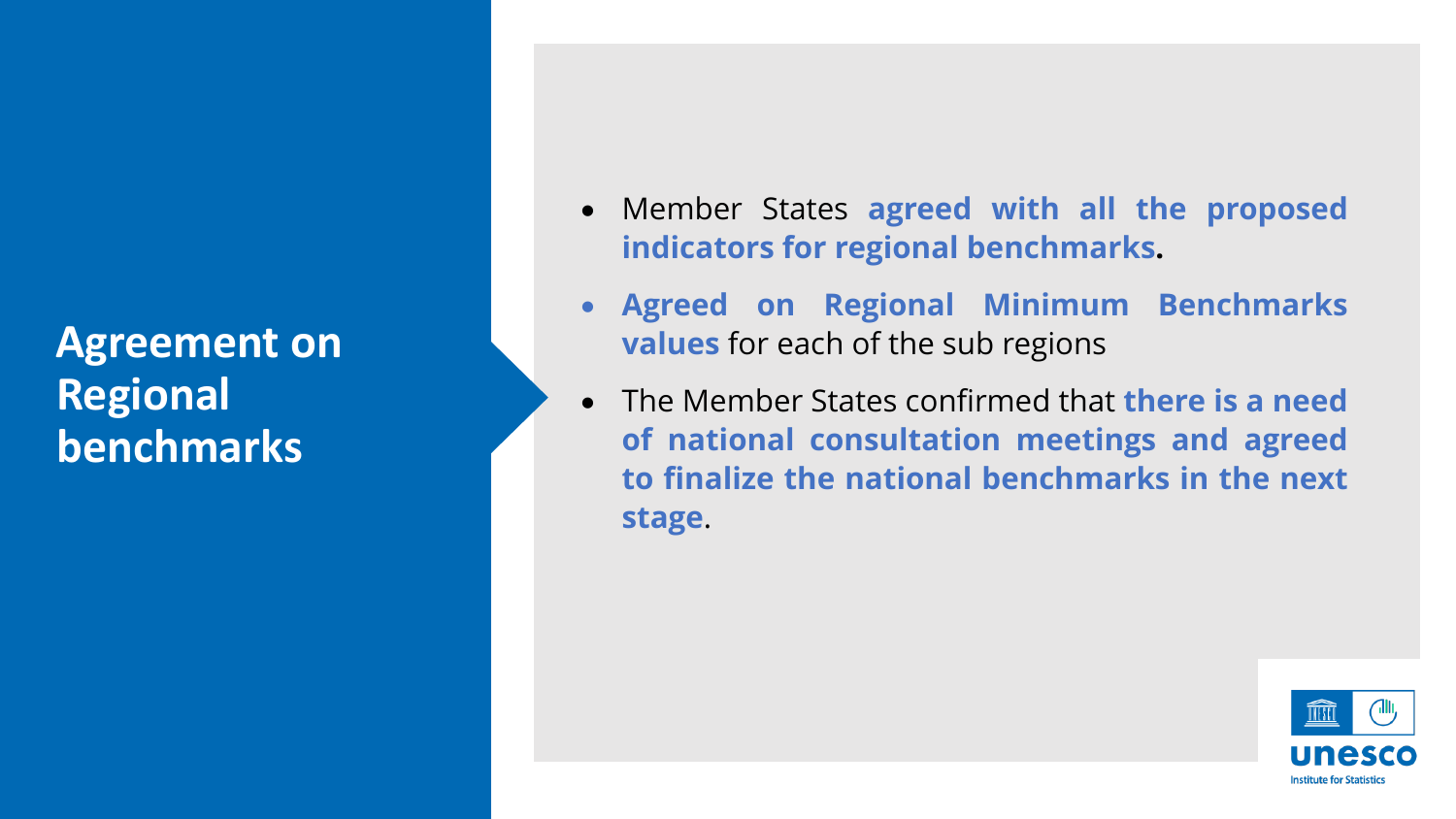# Agreement on Regional benchmarks

- Member States **agreed with all the proposed indicators for regional benchmarks**.
- **Agreed on Regional Minimum Benchmarks values** for each of the sub regions
- The Member States confirmed that **there is a need of national consultation meetings and agreed to finalize the national benchmarks in the next stage**.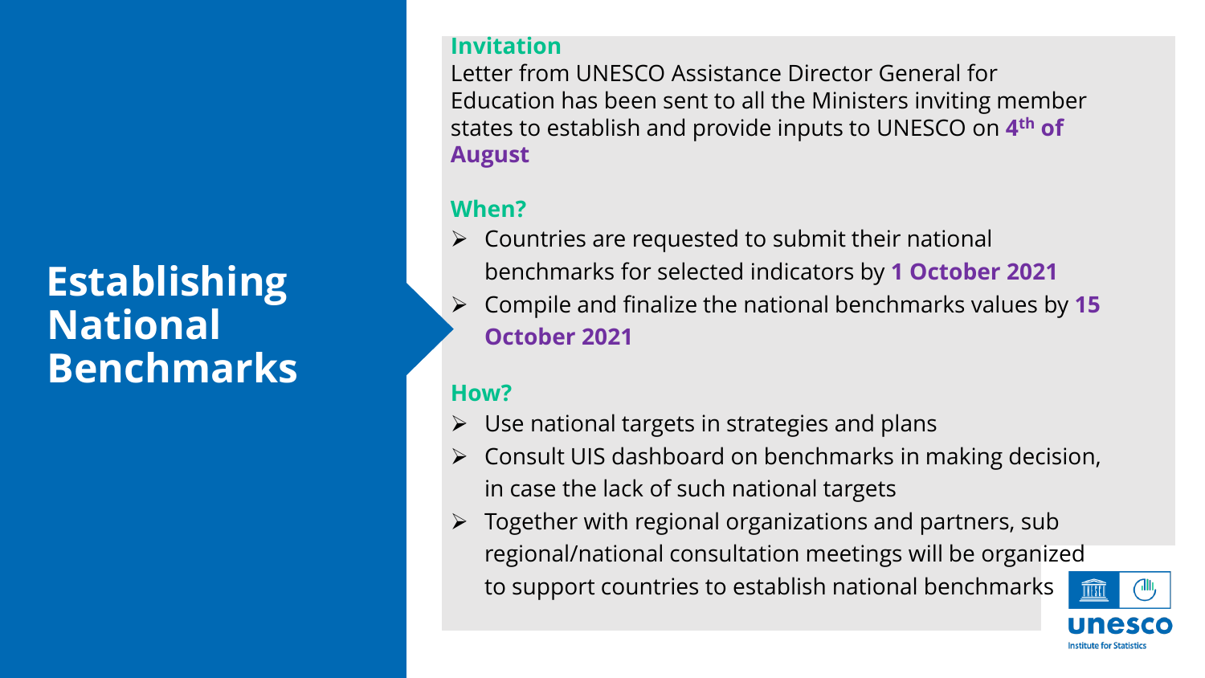# Establishing National Benchmarks

**Invitation**

Letter from UNESCO Assistance Director General for Education has been sent to all the Ministers inviting member states to establish and provide inputs to UNESCO on **4th of August**

**When?**

- Countries are requested to submit their national benchmarks for selected indicators by **1 October 2021**
- Compile and finalize the national benchmarks values by **15 October 2021**

**How?**

- Use national targets in strategies and plans
- Consult UIS dashboard on benchmarks in making decision, in case the lack of such national targets
- Together with regional organizations and partners, sub regional/national consultation meetings will be organized to support countries to establish national benchmarks

unesco
Institute for Statistics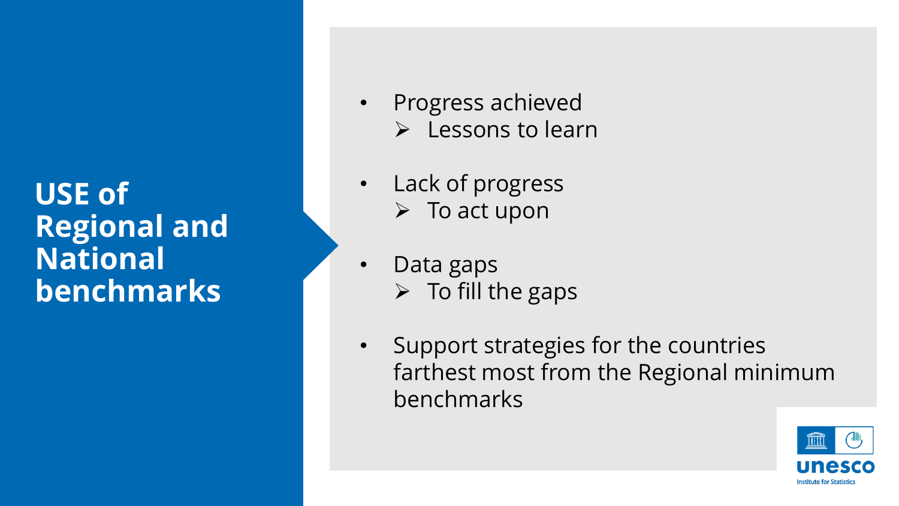# USE of Regional and National benchmarks

- Progress achieved
  - Lessons to learn
- Lack of progress
  - To act upon
- Data gaps
  - To fill the gaps
- Support strategies for the countries farthest most from the Regional minimum benchmarks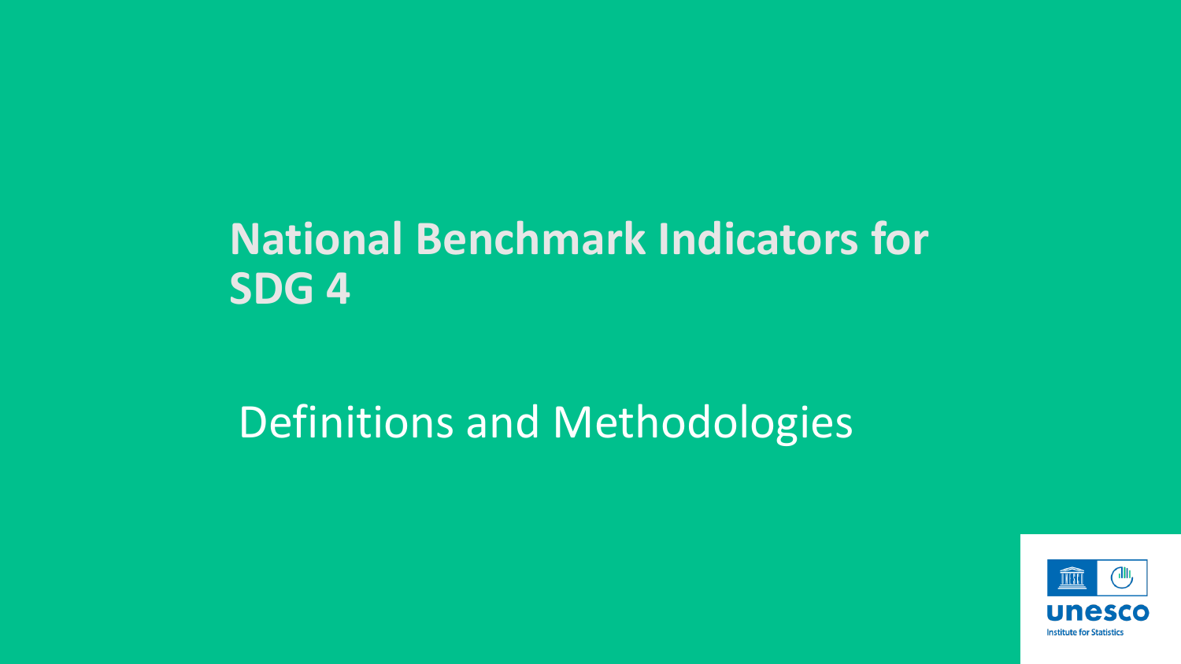# National Benchmark Indicators for SDG 4

## Definitions and Methodologies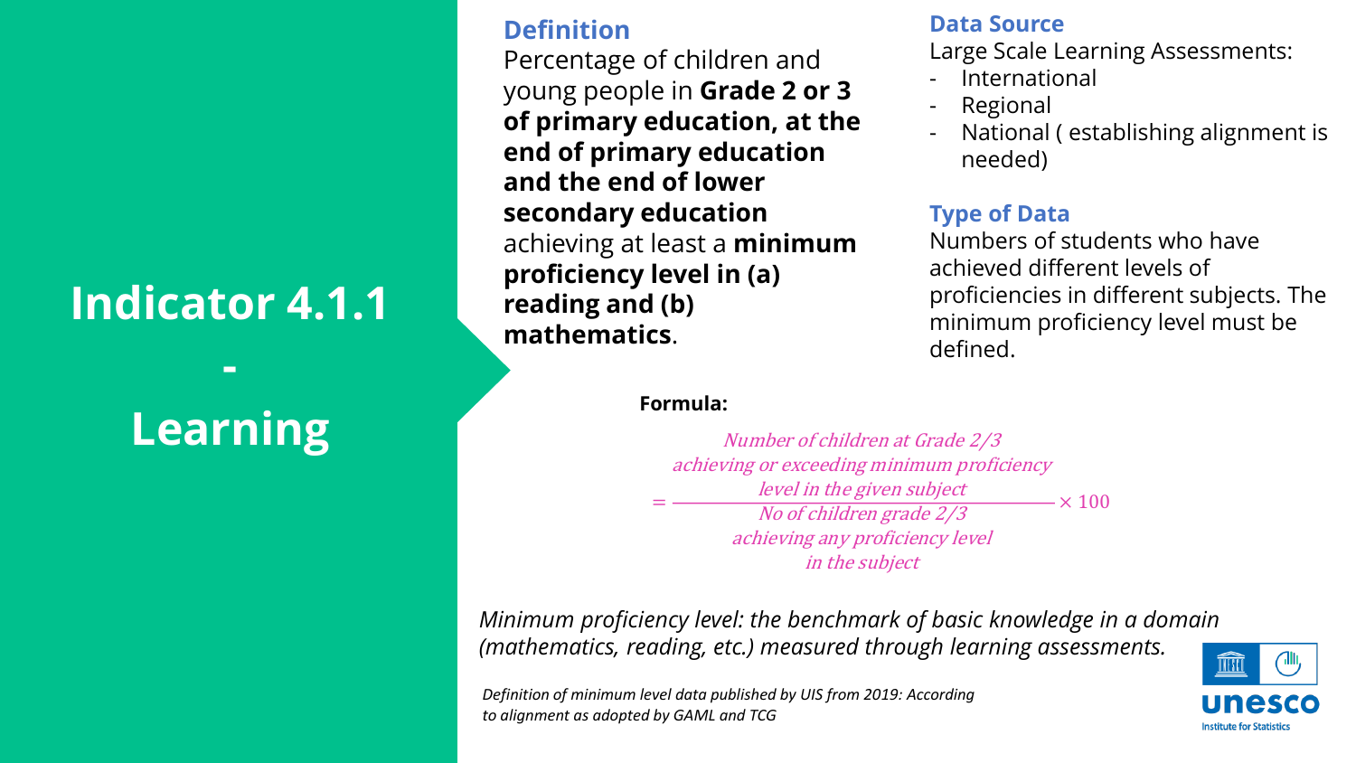# Indicator 4.1.1 - Learning

## Definition

Percentage of children and young people in **Grade 2 or 3 of primary education, at the end of primary education and the end of lower secondary education** achieving at least a **minimum proficiency level in (a) reading and (b) mathematics**.

## Data Source

Large Scale Learning Assessments:

- International
- Regional
- National ( establishing alignment is needed)

## Type of Data

Numbers of students who have achieved different levels of proficiencies in different subjects. The minimum proficiency level must be defined.

**Formula:**

$$= \frac{\text{Number of children at Grade 2/3 achieving or exceeding minimum proficiency level in the given subject}}{\text{No of children grade 2/3 achieving any proficiency level in the subject}} \times 100$$

*Minimum proficiency level: the benchmark of basic knowledge in a domain (mathematics, reading, etc.) measured through learning assessments.*

*Definition of minimum level data published by UIS from 2019: According to alignment as adopted by GAML and TCG*

unesco Institute for Statistics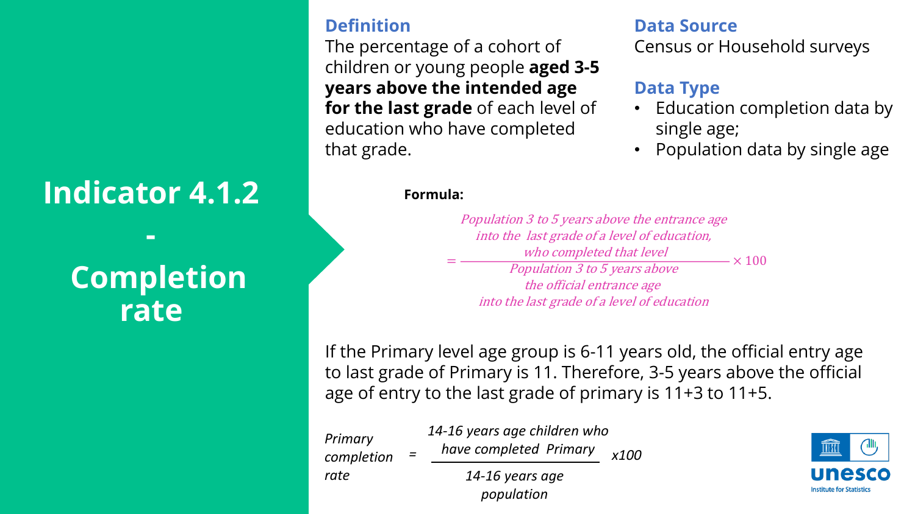# Indicator 4.1.2 - Completion rate

## Definition

The percentage of a cohort of children or young people **aged 3-5 years above the intended age for the last grade** of each level of education who have completed that grade.

## Data Source

Census or Household surveys

## Data Type

- Education completion data by single age;
- Population data by single age

**Formula:**

$$= \frac{\textit{Population 3 to 5 years above the entrance age into the last grade of a level of education, who completed that level}}{\textit{Population 3 to 5 years above the official entrance age into the last grade of a level of education}} \times 100$$

If the Primary level age group is 6-11 years old, the official entry age to last grade of Primary is 11. Therefore, 3-5 years above the official age of entry to the last grade of primary is 11+3 to 11+5.

$$\textit{Primary completion rate} = \frac{\textit{14-16 years age children who have completed Primary}}{\textit{14-16 years age population}} \times 100$$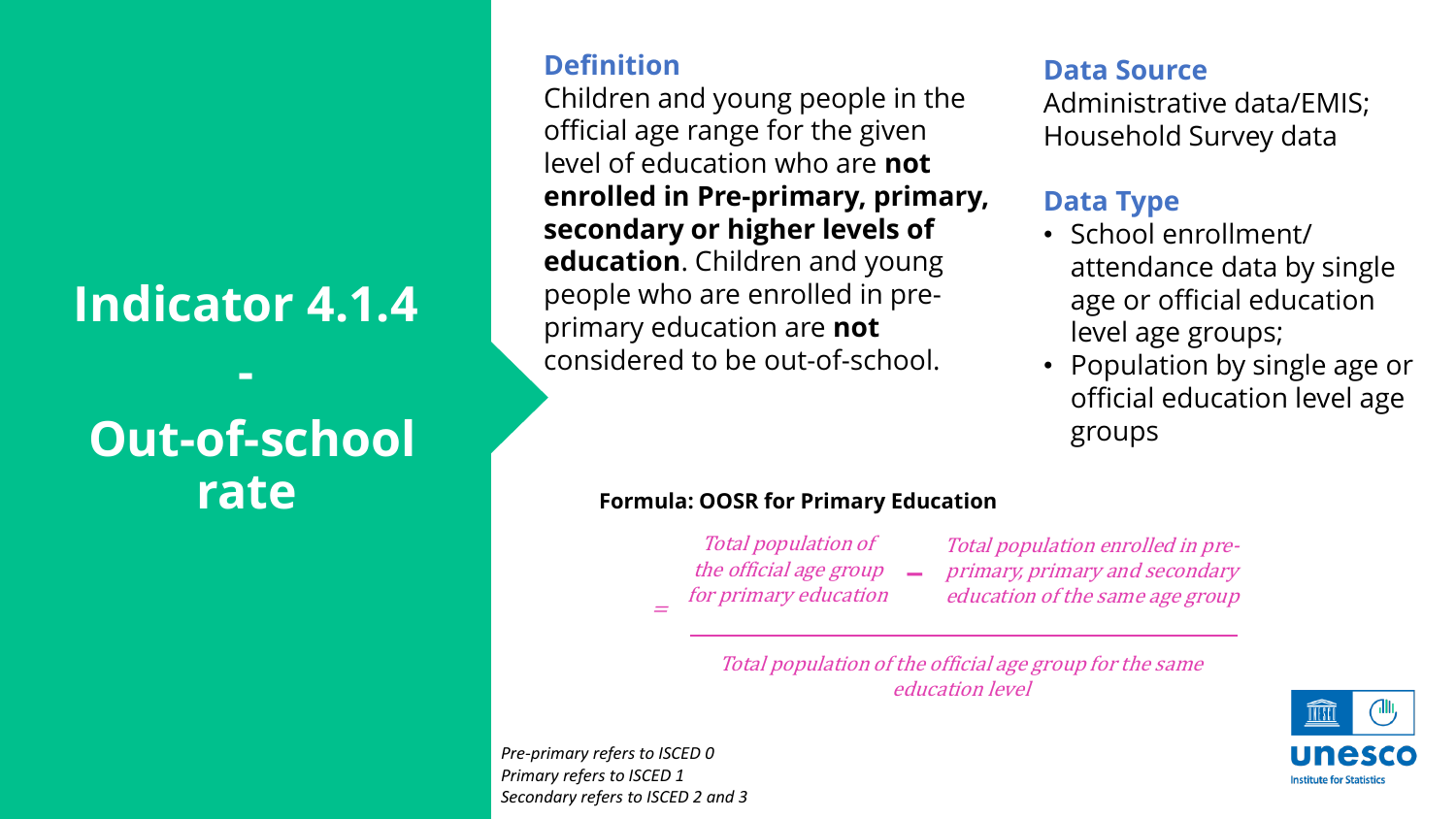# Indicator 4.1.4 - Out-of-school rate

## Definition

Children and young people in the official age range for the given level of education who are **not enrolled in Pre-primary, primary, secondary or higher levels of education**. Children and young people who are enrolled in pre-primary education are **not** considered to be out-of-school.

## Data Source

Administrative data/EMIS; Household Survey data

## Data Type

- School enrollment/ attendance data by single age or official education level age groups;
- Population by single age or official education level age groups

**Formula: OOSR for Primary Education**

$$= \frac{\text{Total population of the official age group for primary education} - \text{Total population enrolled in pre-primary, primary and secondary education of the same age group}}{\text{Total population of the official age group for the same education level}}$$

*Pre-primary refers to ISCED 0*
*Primary refers to ISCED 1*
*Secondary refers to ISCED 2 and 3*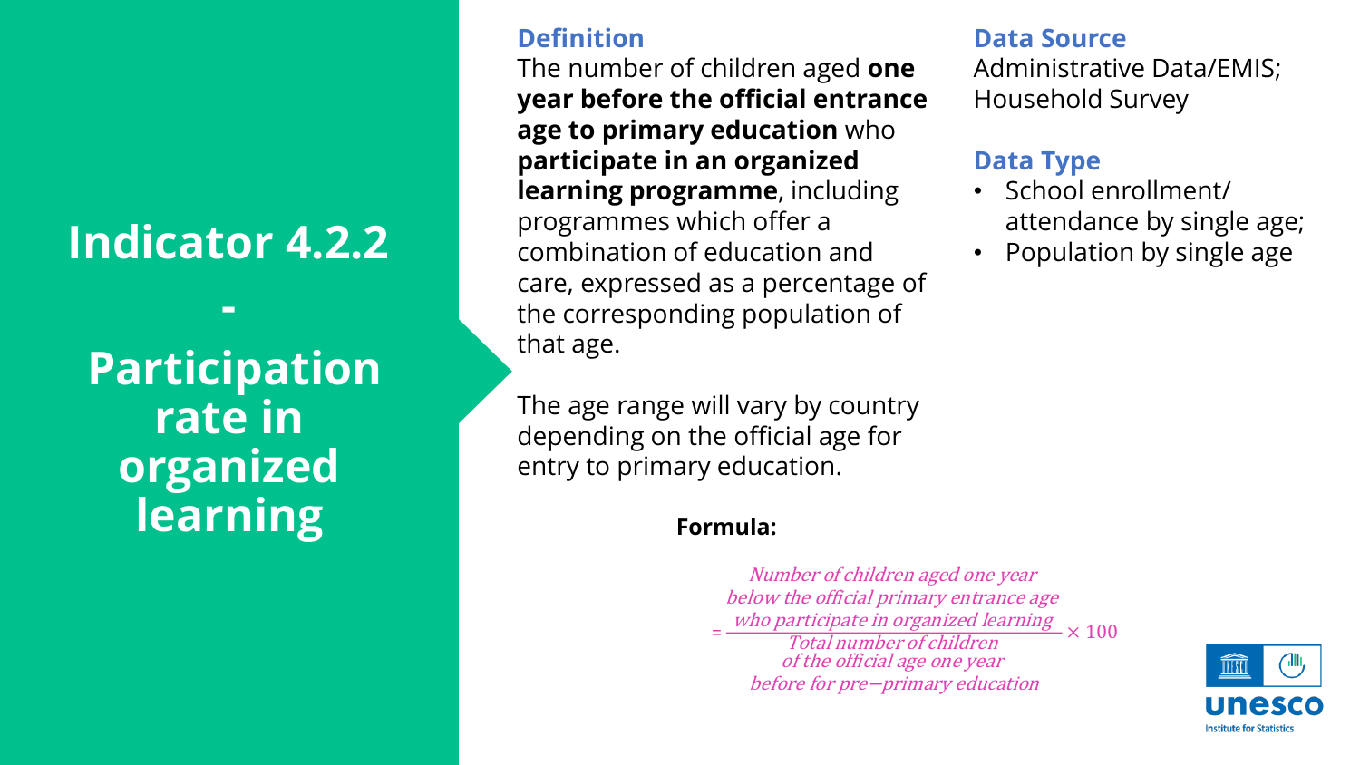# Indicator 4.2.2 - Participation rate in organized learning

## Definition

The number of children aged **one year before the official entrance age to primary education** who **participate in an organized learning programme**, including programmes which offer a combination of education and care, expressed as a percentage of the corresponding population of that age.

The age range will vary by country depending on the official age for entry to primary education.

**Formula:**

$$= \frac{\begin{array}{c}\textit{Number of children aged one year} \\ \textit{below the official primary entrance age} \\ \textit{who participate in organized learning}\end{array}}{\begin{array}{c}\textit{Total number of children} \\ \textit{of the official age one year} \\ \textit{before for pre-primary education}\end{array}} \times 100$$

## Data Source

Administrative Data/EMIS; Household Survey

## Data Type

- School enrollment/ attendance by single age;
- Population by single age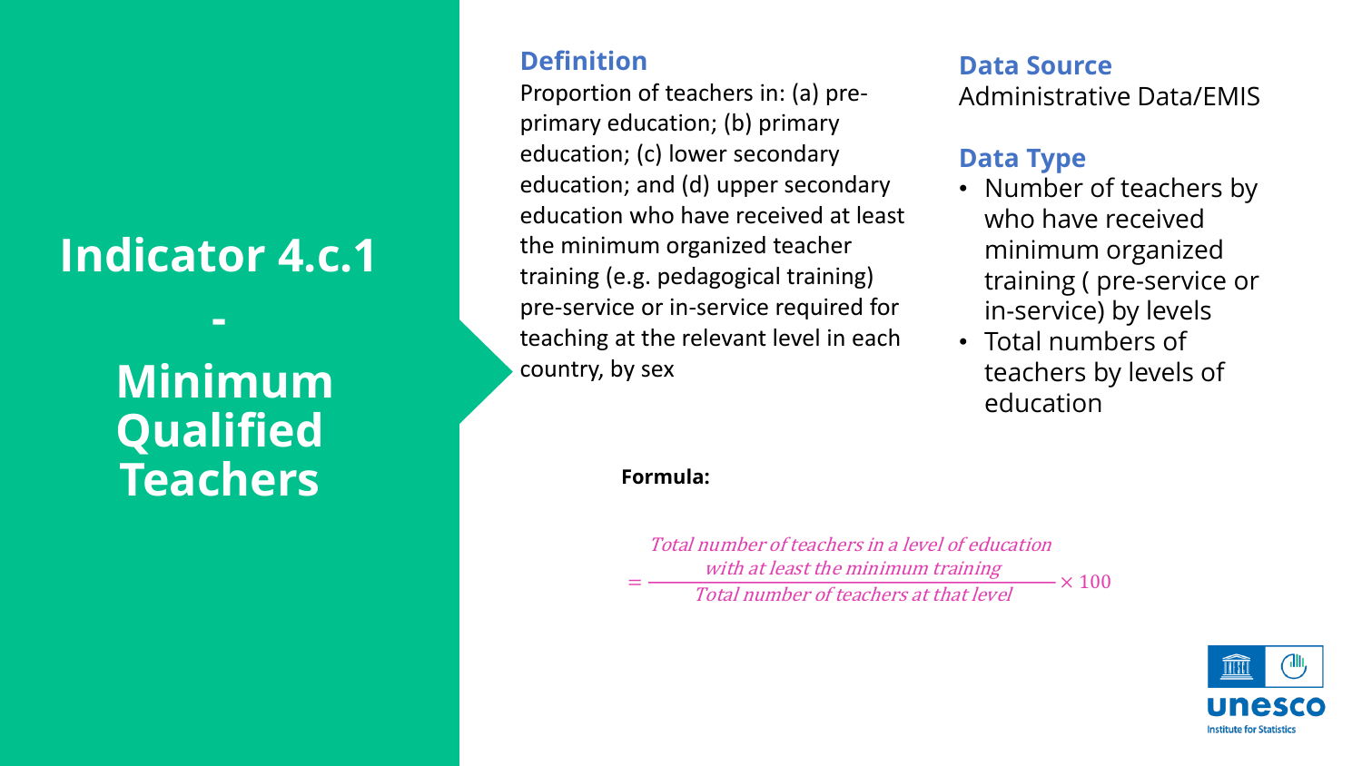# Indicator 4.c.1 - Minimum Qualified Teachers

## Definition

Proportion of teachers in: (a) pre-primary education; (b) primary education; (c) lower secondary education; and (d) upper secondary education who have received at least the minimum organized teacher training (e.g. pedagogical training) pre-service or in-service required for teaching at the relevant level in each country, by sex

## Data Source

Administrative Data/EMIS

## Data Type

- Number of teachers by who have received minimum organized training ( pre-service or in-service) by levels
- Total numbers of teachers by levels of education

**Formula:**

$$= \frac{\textit{Total number of teachers in a level of education with at least the minimum training}}{\textit{Total number of teachers at that level}} \times 100$$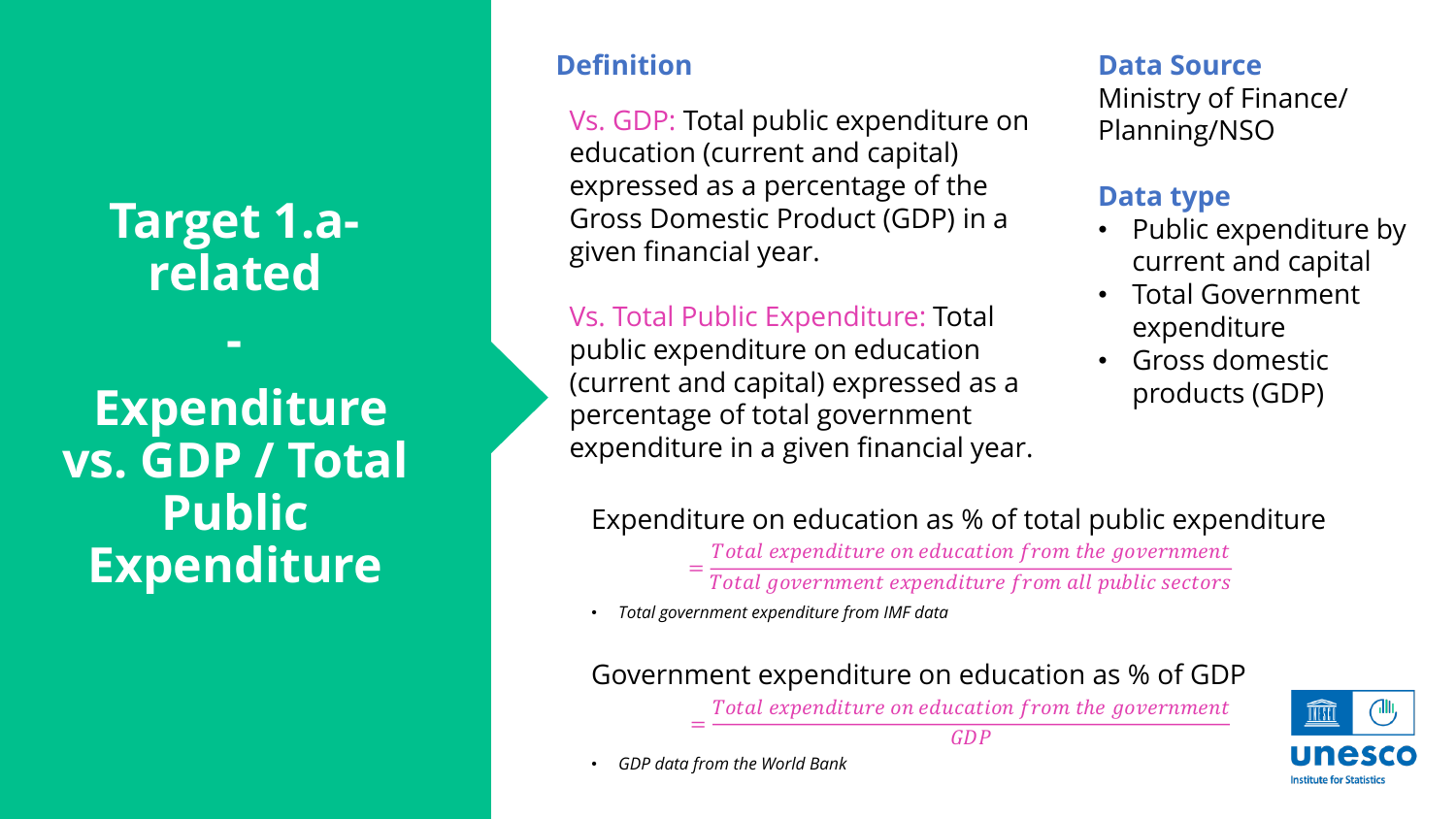# Target 1.a-related - Expenditure vs. GDP / Total Public Expenditure

## Definition

Vs. GDP: Total public expenditure on education (current and capital) expressed as a percentage of the Gross Domestic Product (GDP) in a given financial year.

Vs. Total Public Expenditure: Total public expenditure on education (current and capital) expressed as a percentage of total government expenditure in a given financial year.

## Data Source

Ministry of Finance/ Planning/NSO

## Data type

- Public expenditure by current and capital
- Total Government expenditure
- Gross domestic products (GDP)

Expenditure on education as % of total public expenditure

$$= \frac{Total\ expenditure\ on\ education\ from\ the\ government}{Total\ government\ expenditure\ from\ all\ public\ sectors}$$

- *Total government expenditure from IMF data*

Government expenditure on education as % of GDP

$$= \frac{Total\ expenditure\ on\ education\ from\ the\ government}{GDP}$$

- *GDP data from the World Bank*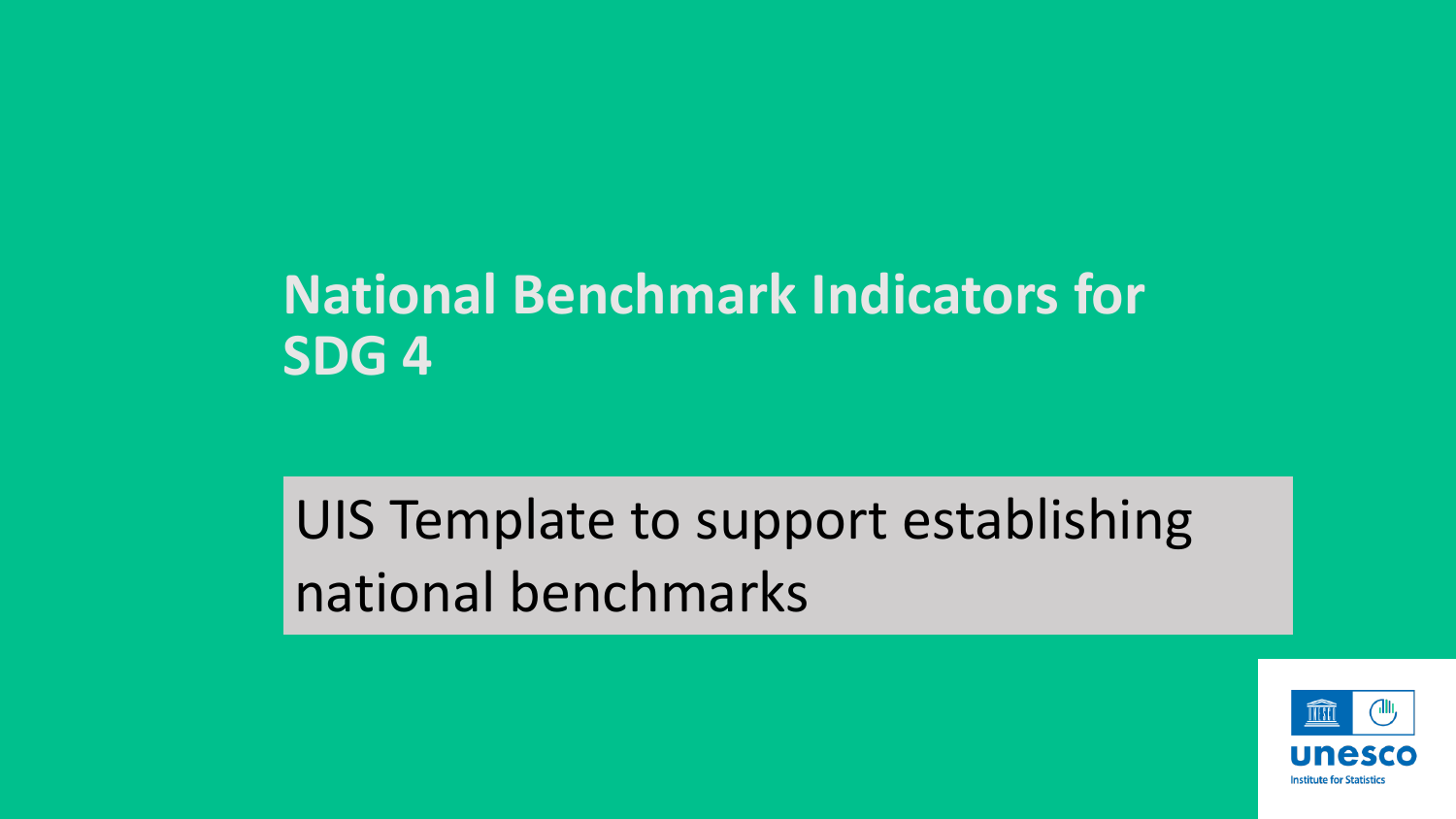# National Benchmark Indicators for SDG 4

UIS Template to support establishing national benchmarks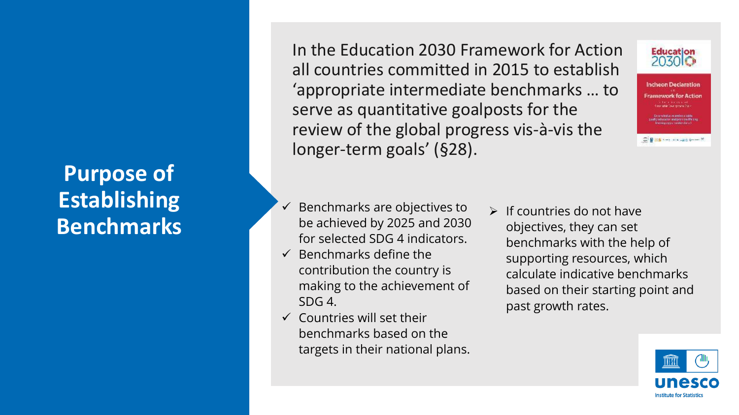# Purpose of Establishing Benchmarks

In the Education 2030 Framework for Action all countries committed in 2015 to establish 'appropriate intermediate benchmarks … to serve as quantitative goalposts for the review of the global progress vis-à-vis the longer-term goals' (§28).

- ✓ Benchmarks are objectives to be achieved by 2025 and 2030 for selected SDG 4 indicators.
- ✓ Benchmarks define the contribution the country is making to the achievement of SDG 4.
- ✓ Countries will set their benchmarks based on the targets in their national plans.

- ➢ If countries do not have objectives, they can set benchmarks with the help of supporting resources, which calculate indicative benchmarks based on their starting point and past growth rates.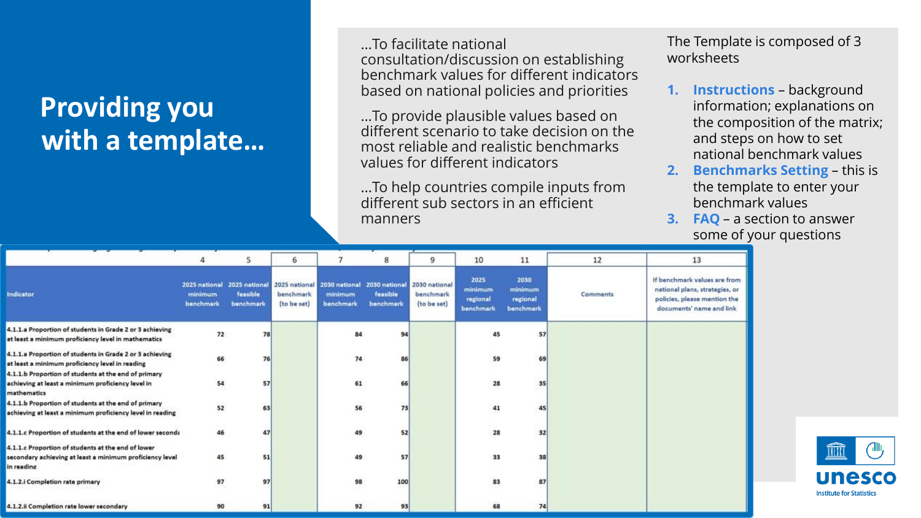# Providing you with a template…

…To facilitate national consultation/discussion on establishing benchmark values for different indicators based on national policies and priorities

…To provide plausible values based on different scenario to take decision on the most reliable and realistic benchmarks values for different indicators

…To help countries compile inputs from different sub sectors in an efficient manners

The Template is composed of 3 worksheets

1. **Instructions** – background information; explanations on the composition of the matrix; and steps on how to set national benchmark values
2. **Benchmarks Setting** – this is the template to enter your benchmark values
3. **FAQ** – a section to answer some of your questions

| | 4 | 5 | 6 | 7 | 8 | 9 | 10 | 11 | 12 | 13 |
|---|---|---|---|---|---|---|---|---|---|---|
| Indicator | 2025 national minimum benchmark | 2025 national feasible benchmark | 2025 national benchmark (to be set) | 2030 national minimum benchmark | 2030 national feasible benchmark | 2030 national benchmark (to be set) | 2025 minimum regional benchmark | 2030 minimum regional benchmark | Comments | If benchmark values are from national plans, strategies, or policies, please mention the documents' name and link |
| 4.1.1.a Proportion of students in Grade 2 or 3 achieving at least a minimum proficiency level in mathematics | 72 | 78 | | 84 | 94 | | 45 | 57 | | |
| 4.1.1.a Proportion of students in Grade 2 or 3 achieving at least a minimum proficiency level in reading | 66 | 76 | | 74 | 86 | | 59 | 69 | | |
| 4.1.1.b Proportion of students at the end of primary achieving at least a minimum proficiency level in mathematics | 54 | 57 | | 61 | 66 | | 28 | 35 | | |
| 4.1.1.b Proportion of students at the end of primary achieving at least a minimum proficiency level in reading | 52 | 63 | | 56 | 73 | | 41 | 45 | | |
| 4.1.1.c Proportion of students at the end of lower second | 46 | 47 | | 49 | 52 | | 28 | 32 | | |
| 4.1.1.c Proportion of students at the end of lower secondary achieving at least a minimum proficiency level in reading | 45 | 51 | | 49 | 57 | | 33 | 38 | | |
| 4.1.2.i Completion rate primary | 97 | 97 | | 98 | 100 | | 83 | 87 | | |
| 4.1.2.ii Completion rate lower secondary | 90 | 91 | | 92 | 93 | | 68 | 74 | | |

unesco Institute for Statistics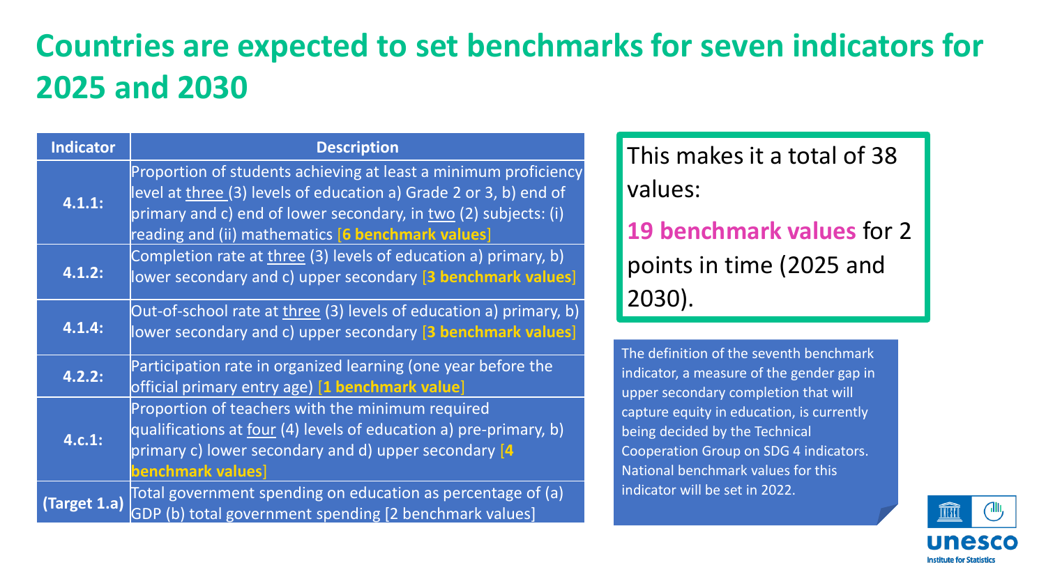# Countries are expected to set benchmarks for seven indicators for 2025 and 2030

| Indicator | Description |
|---|---|
| 4.1.1: | Proportion of students achieving at least a minimum proficiency level at three (3) levels of education a) Grade 2 or 3, b) end of primary and c) end of lower secondary, in two (2) subjects: (i) reading and (ii) mathematics **[6 benchmark values]** |
| 4.1.2: | Completion rate at three (3) levels of education a) primary, b) lower secondary and c) upper secondary **[3 benchmark values]** |
| 4.1.4: | Out-of-school rate at three (3) levels of education a) primary, b) lower secondary and c) upper secondary **[3 benchmark values]** |
| 4.2.2: | Participation rate in organized learning (one year before the official primary entry age) **[1 benchmark value]** |
| 4.c.1: | Proportion of teachers with the minimum required qualifications at four (4) levels of education a) pre-primary, b) primary c) lower secondary and d) upper secondary **[4 benchmark values]** |
| (Target 1.a) | Total government spending on education as percentage of (a) GDP (b) total government spending [2 benchmark values] |

This makes it a total of 38 values:

**19 benchmark values** for 2 points in time (2025 and 2030).

The definition of the seventh benchmark indicator, a measure of the gender gap in upper secondary completion that will capture equity in education, is currently being decided by the Technical Cooperation Group on SDG 4 indicators. National benchmark values for this indicator will be set in 2022.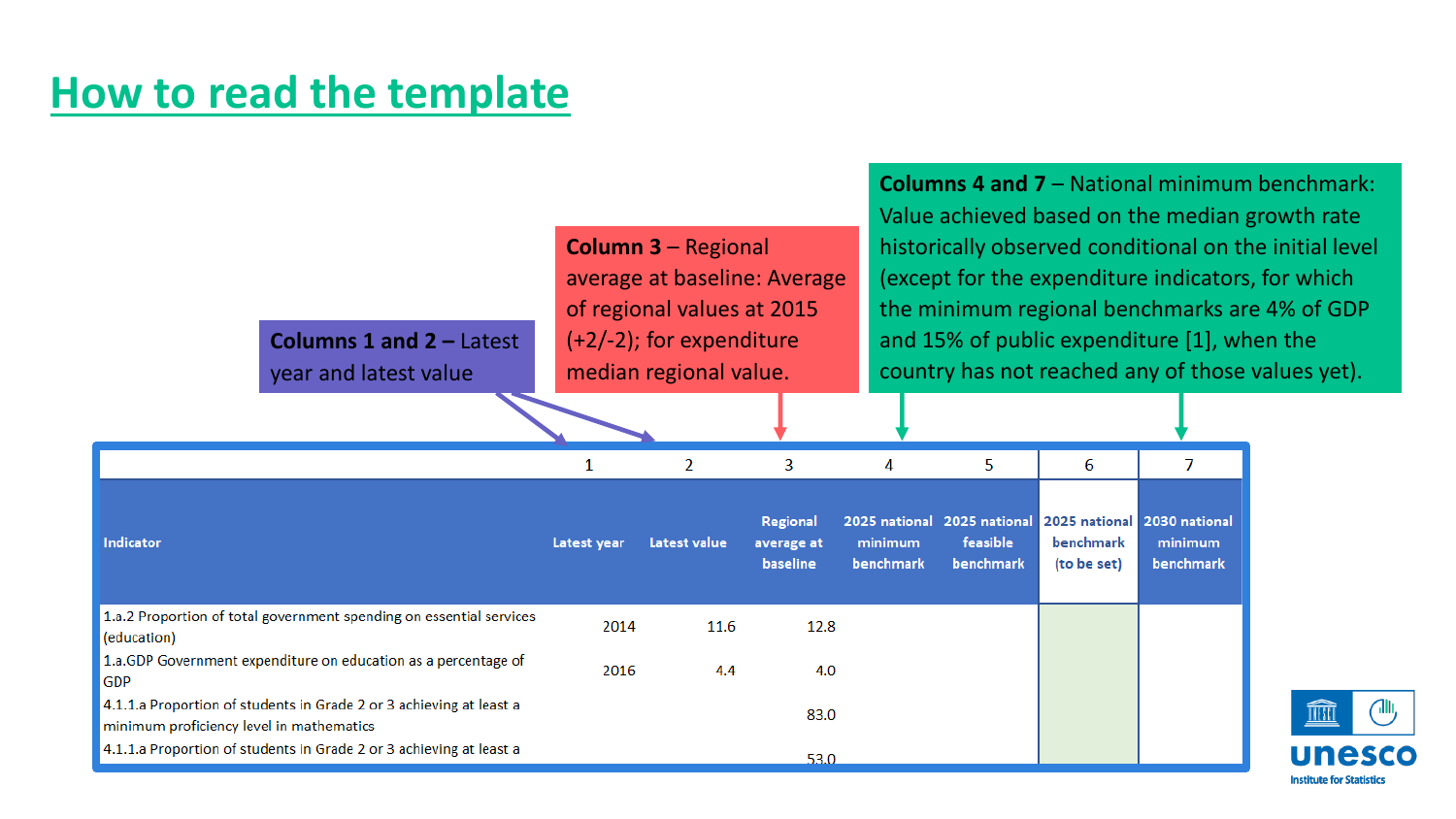# How to read the template

**Columns 1 and 2** – Latest year and latest value

**Column 3** – Regional average at baseline: Average of regional values at 2015 (+2/-2); for expenditure median regional value.

**Columns 4 and 7** – National minimum benchmark: Value achieved based on the median growth rate historically observed conditional on the initial level (except for the expenditure indicators, for which the minimum regional benchmarks are 4% of GDP and 15% of public expenditure [1], when the country has not reached any of those values yet).

| | 1 | 2 | 3 | 4 | 5 | 6 | 7 |
|---|---|---|---|---|---|---|---|
| Indicator | Latest year | Latest value | Regional average at baseline | 2025 national minimum benchmark | 2025 national feasible benchmark | 2025 national benchmark (to be set) | 2030 national minimum benchmark |
| 1.a.2 Proportion of total government spending on essential services (education) | 2014 | 11.6 | 12.8 | | | | |
| 1.a.GDP Government expenditure on education as a percentage of GDP | 2016 | 4.4 | 4.0 | | | | |
| 4.1.1.a Proportion of students in Grade 2 or 3 achieving at least a minimum proficiency level in mathematics | | | 83.0 | | | | |
| 4.1.1.a Proportion of students in Grade 2 or 3 achieving at least a | | | 53.0 | | | | |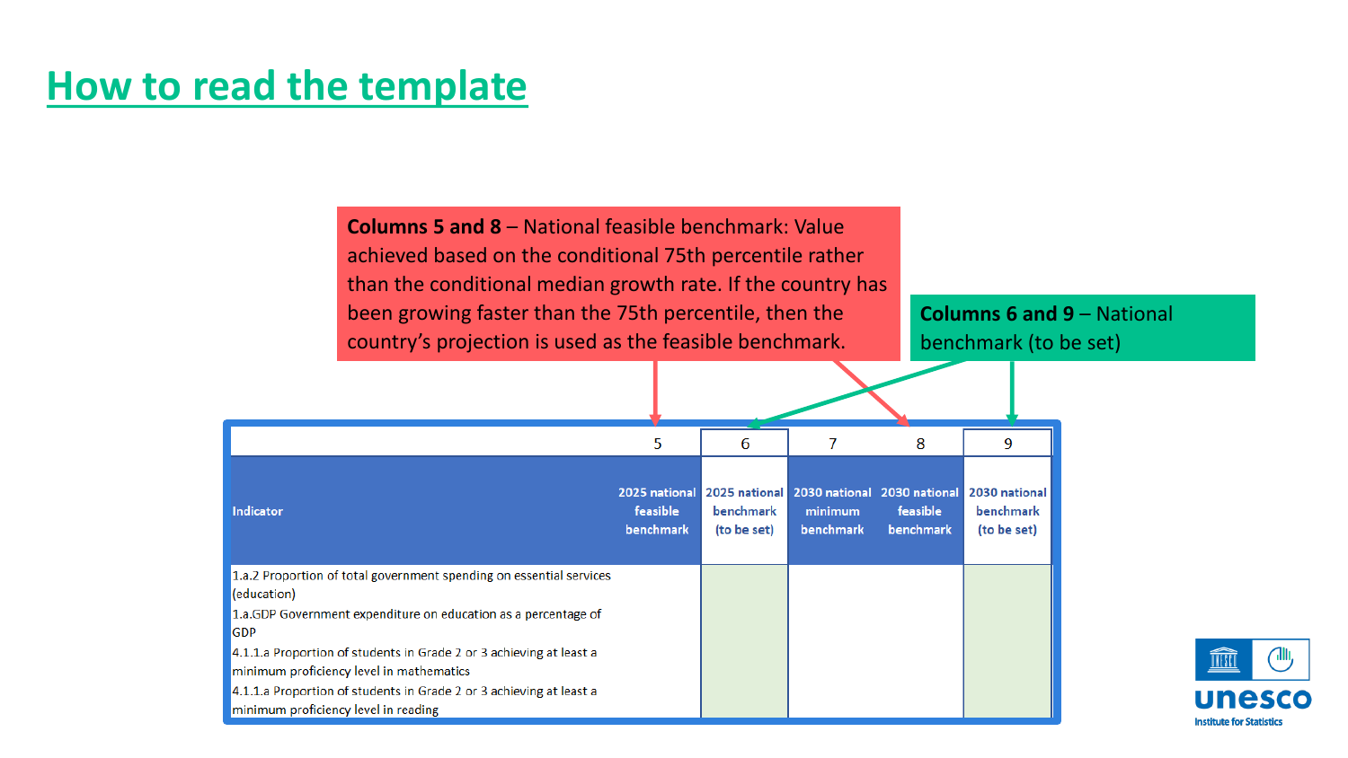# How to read the template

**Columns 5 and 8** – National feasible benchmark: Value achieved based on the conditional 75th percentile rather than the conditional median growth rate. If the country has been growing faster than the 75th percentile, then the country's projection is used as the feasible benchmark.

**Columns 6 and 9** – National benchmark (to be set)

| | 5 | 6 | 7 | 8 | 9 |
|---|---|---|---|---|---|
| Indicator | 2025 national feasible benchmark | 2025 national benchmark (to be set) | 2030 national minimum benchmark | 2030 national feasible benchmark | 2030 national benchmark (to be set) |
| 1.a.2 Proportion of total government spending on essential services (education) | | | | | |
| 1.a.GDP Government expenditure on education as a percentage of GDP | | | | | |
| 4.1.1.a Proportion of students in Grade 2 or 3 achieving at least a minimum proficiency level in mathematics | | | | | |
| 4.1.1.a Proportion of students in Grade 2 or 3 achieving at least a minimum proficiency level in reading | | | | | |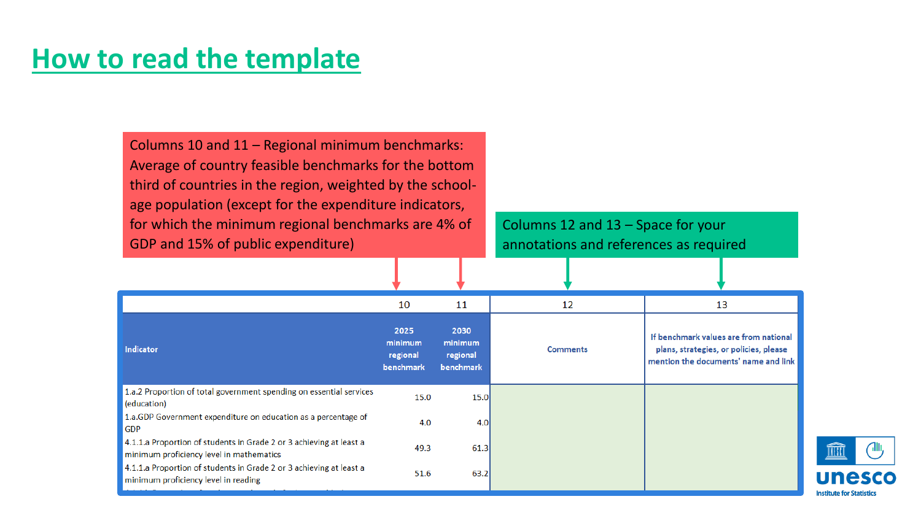# How to read the template

Columns 10 and 11 – Regional minimum benchmarks: Average of country feasible benchmarks for the bottom third of countries in the region, weighted by the school-age population (except for the expenditure indicators, for which the minimum regional benchmarks are 4% of GDP and 15% of public expenditure)

Columns 12 and 13 – Space for your annotations and references as required

| | 10 | 11 | 12 | 13 |
|---|---|---|---|---|
| Indicator | 2025 minimum regional benchmark | 2030 minimum regional benchmark | Comments | If benchmark values are from national plans, strategies, or policies, please mention the documents' name and link |
| 1.a.2 Proportion of total government spending on essential services (education) | 15.0 | 15.0 | | |
| 1.a.GDP Government expenditure on education as a percentage of GDP | 4.0 | 4.0 | | |
| 4.1.1.a Proportion of students in Grade 2 or 3 achieving at least a minimum proficiency level in mathematics | 49.3 | 61.3 | | |
| 4.1.1.a Proportion of students in Grade 2 or 3 achieving at least a minimum proficiency level in reading | 51.6 | 63.2 | | |

unesco Institute for Statistics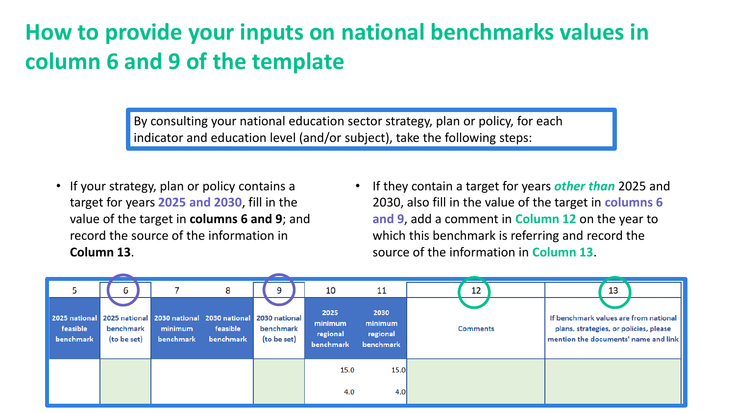# How to provide your inputs on national benchmarks values in column 6 and 9 of the template

By consulting your national education sector strategy, plan or policy, for each indicator and education level (and/or subject), take the following steps:

- If your strategy, plan or policy contains a target for years **2025 and 2030**, fill in the value of the target in **columns 6 and 9**; and record the source of the information in **Column 13**.
- If they contain a target for years ***other than*** 2025 and 2030, also fill in the value of the target in **columns 6 and 9**, add a comment in **Column 12** on the year to which this benchmark is referring and record the source of the information in **Column 13**.

| 5 | 6 | 7 | 8 | 9 | 10 | 11 | 12 | 13 |
|---|---|---|---|---|---|---|---|---|
| 2025 national feasible benchmark | 2025 national benchmark (to be set) | 2030 national minimum benchmark | 2030 national feasible benchmark | 2030 national benchmark (to be set) | 2025 minimum regional benchmark | 2030 minimum regional benchmark | Comments | If benchmark values are from national plans, strategies, or policies, please mention the documents' name and link |
| | | | | | 15.0 | 15.0 | | |
| | | | | | 4.0 | 4.0 | | |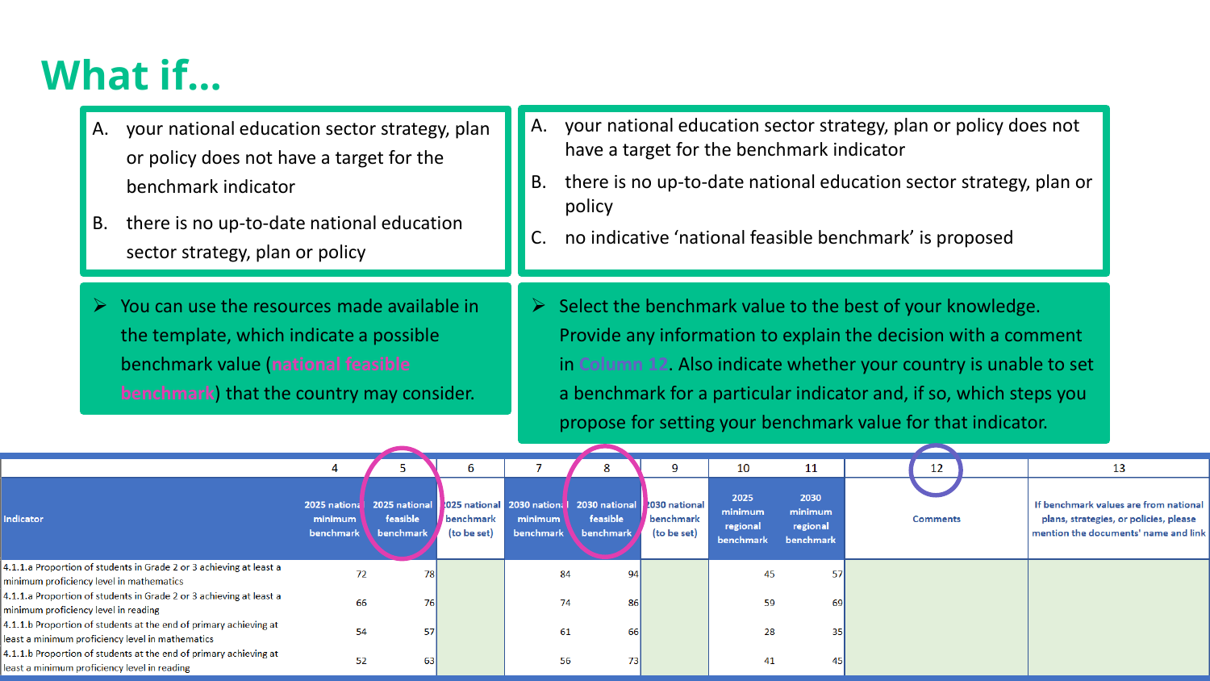# What if…

A. your national education sector strategy, plan or policy does not have a target for the benchmark indicator

B. there is no up-to-date national education sector strategy, plan or policy

➢ You can use the resources made available in the template, which indicate a possible benchmark value (national feasible benchmark) that the country may consider.

A. your national education sector strategy, plan or policy does not have a target for the benchmark indicator

B. there is no up-to-date national education sector strategy, plan or policy

C. no indicative 'national feasible benchmark' is proposed

➢ Select the benchmark value to the best of your knowledge. Provide any information to explain the decision with a comment in Column 12. Also indicate whether your country is unable to set a benchmark for a particular indicator and, if so, which steps you propose for setting your benchmark value for that indicator.

| | 4 | 5 | 6 | 7 | 8 | 9 | 10 | 11 | 12 | 13 |
|---|---|---|---|---|---|---|---|---|---|---|
| Indicator | 2025 national minimum benchmark | 2025 national feasible benchmark | 2025 national benchmark (to be set) | 2030 national minimum benchmark | 2030 national feasible benchmark | 2030 national benchmark (to be set) | 2025 minimum regional benchmark | 2030 minimum regional benchmark | Comments | If benchmark values are from national plans, strategies, or policies, please mention the documents' name and link |
| 4.1.1.a Proportion of students in Grade 2 or 3 achieving at least a minimum proficiency level in mathematics | 72 | 78 | | 84 | 94 | | 45 | 57 | | |
| 4.1.1.a Proportion of students in Grade 2 or 3 achieving at least a minimum proficiency level in reading | 66 | 76 | | 74 | 86 | | 59 | 69 | | |
| 4.1.1.b Proportion of students at the end of primary achieving at least a minimum proficiency level in mathematics | 54 | 57 | | 61 | 66 | | 28 | 35 | | |
| 4.1.1.b Proportion of students at the end of primary achieving at least a minimum proficiency level in reading | 52 | 63 | | 56 | 73 | | 41 | 45 | | |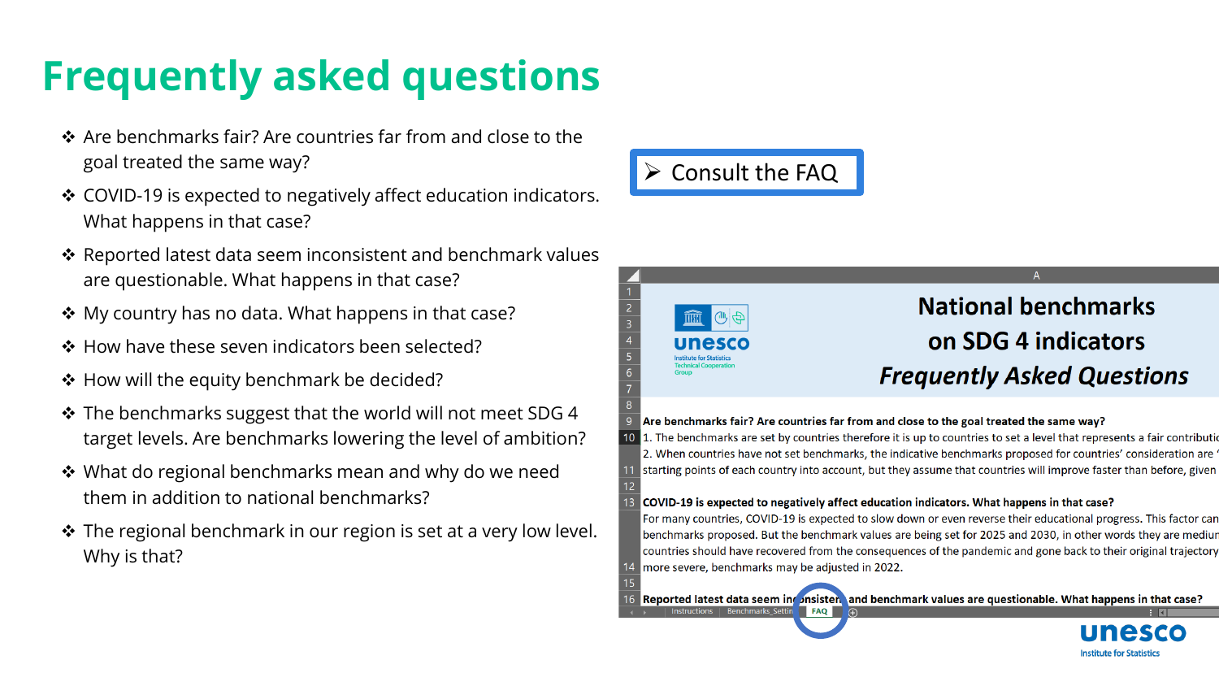# Frequently asked questions

- Are benchmarks fair? Are countries far from and close to the goal treated the same way?
- COVID-19 is expected to negatively affect education indicators. What happens in that case?
- Reported latest data seem inconsistent and benchmark values are questionable. What happens in that case?
- My country has no data. What happens in that case?
- How have these seven indicators been selected?
- How will the equity benchmark be decided?
- The benchmarks suggest that the world will not meet SDG 4 target levels. Are benchmarks lowering the level of ambition?
- What do regional benchmarks mean and why do we need them in addition to national benchmarks?
- The regional benchmark in our region is set at a very low level. Why is that?

➢ Consult the FAQ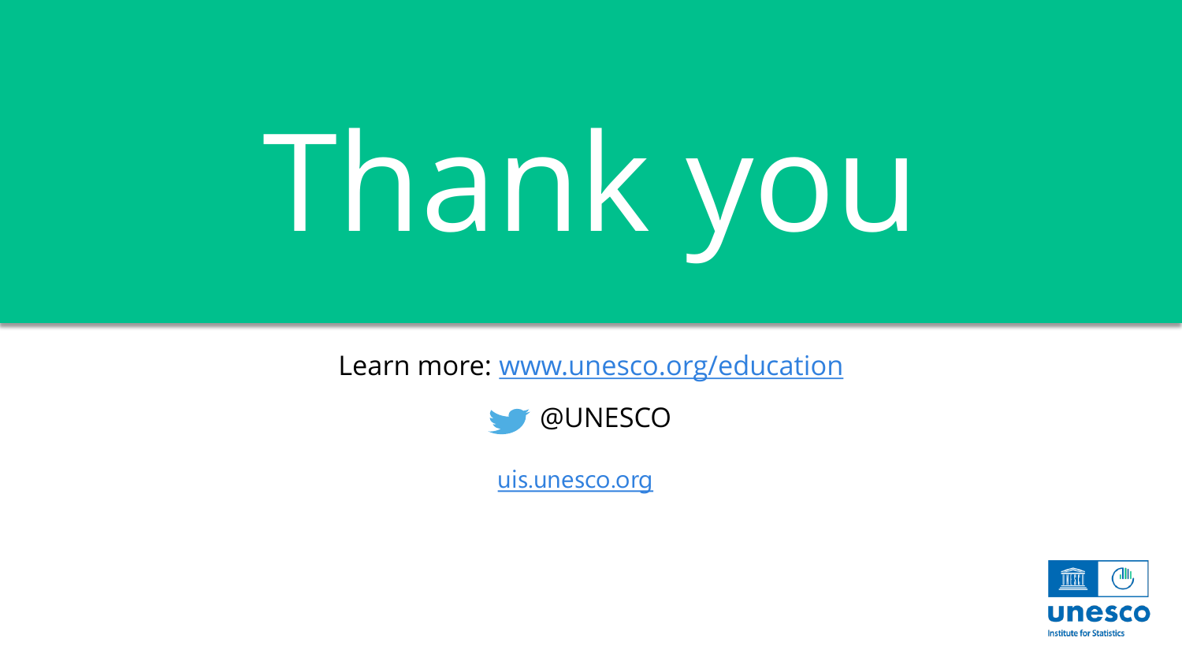# Thank you

Learn more: www.unesco.org/education

@UNESCO

uis.unesco.org

unesco
Institute for Statistics